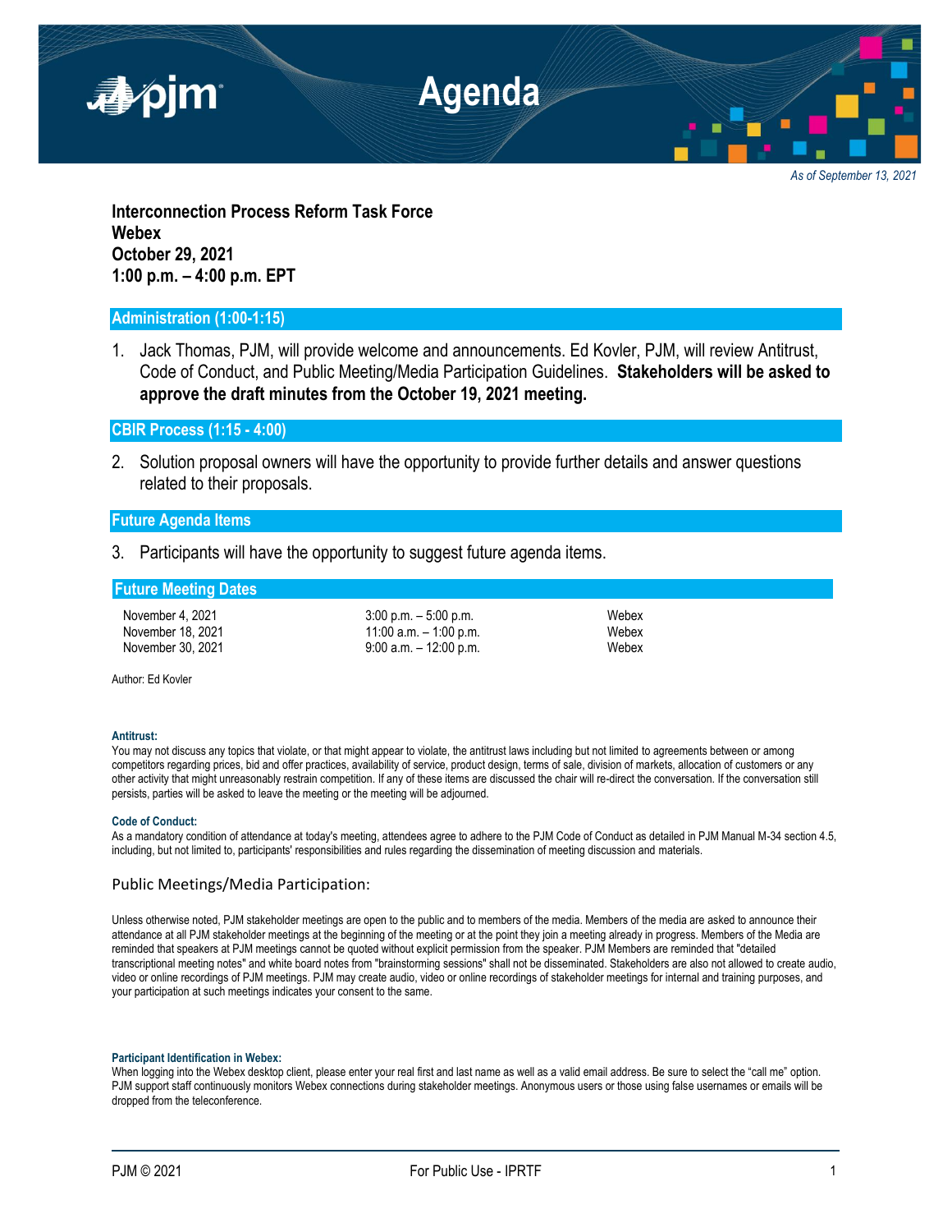# Agenda

*As of September 13, 2021*

**Interconnection Process Reform Task Force**
**Webex**
**October 29, 2021**
**1:00 p.m. – 4:00 p.m. EPT**

## Administration (1:00-1:15)

1. Jack Thomas, PJM, will provide welcome and announcements. Ed Kovler, PJM, will review Antitrust, Code of Conduct, and Public Meeting/Media Participation Guidelines. **Stakeholders will be asked to approve the draft minutes from the October 19, 2021 meeting.**

## CBIR Process (1:15 - 4:00)

2. Solution proposal owners will have the opportunity to provide further details and answer questions related to their proposals.

## Future Agenda Items

3. Participants will have the opportunity to suggest future agenda items.

## Future Meeting Dates

| | | |
|---|---|---|
| November 4, 2021 | 3:00 p.m. – 5:00 p.m. | Webex |
| November 18, 2021 | 11:00 a.m. – 1:00 p.m. | Webex |
| November 30, 2021 | 9:00 a.m. – 12:00 p.m. | Webex |

Author: Ed Kovler

**Antitrust:**
You may not discuss any topics that violate, or that might appear to violate, the antitrust laws including but not limited to agreements between or among competitors regarding prices, bid and offer practices, availability of service, product design, terms of sale, division of markets, allocation of customers or any other activity that might unreasonably restrain competition. If any of these items are discussed the chair will re-direct the conversation. If the conversation still persists, parties will be asked to leave the meeting or the meeting will be adjourned.

**Code of Conduct:**
As a mandatory condition of attendance at today's meeting, attendees agree to adhere to the PJM Code of Conduct as detailed in PJM Manual M-34 section 4.5, including, but not limited to, participants' responsibilities and rules regarding the dissemination of meeting discussion and materials.

### Public Meetings/Media Participation:

Unless otherwise noted, PJM stakeholder meetings are open to the public and to members of the media. Members of the media are asked to announce their attendance at all PJM stakeholder meetings at the beginning of the meeting or at the point they join a meeting already in progress. Members of the Media are reminded that speakers at PJM meetings cannot be quoted without explicit permission from the speaker. PJM Members are reminded that "detailed transcriptional meeting notes" and white board notes from "brainstorming sessions" shall not be disseminated. Stakeholders are also not allowed to create audio, video or online recordings of PJM meetings. PJM may create audio, video or online recordings of stakeholder meetings for internal and training purposes, and your participation at such meetings indicates your consent to the same.

**Participant Identification in Webex:**
When logging into the Webex desktop client, please enter your real first and last name as well as a valid email address. Be sure to select the "call me" option. PJM support staff continuously monitors Webex connections during stakeholder meetings. Anonymous users or those using false usernames or emails will be dropped from the teleconference.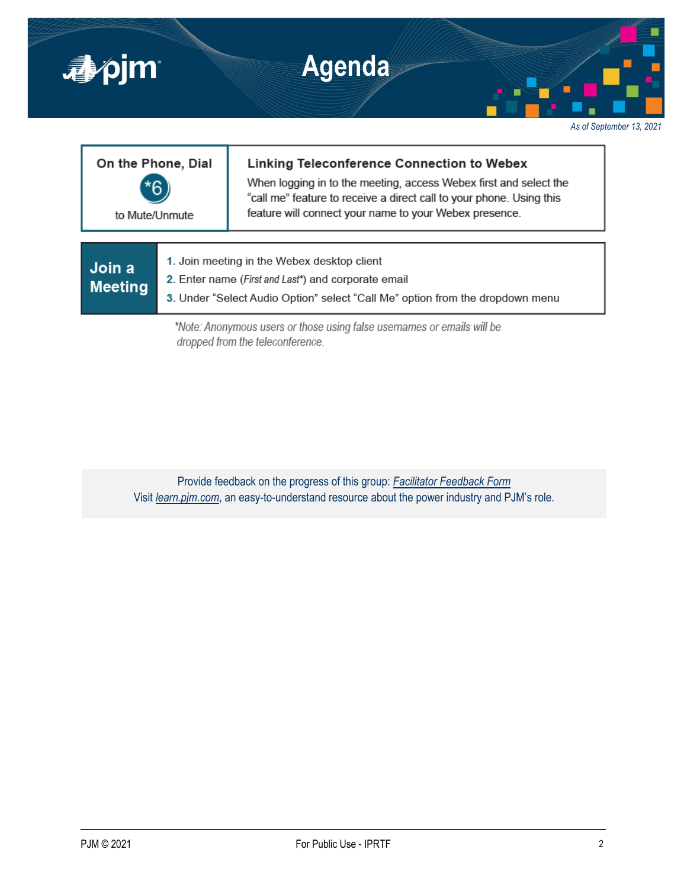# Agenda

*As of September 13, 2021*

| On the Phone, Dial | Linking Teleconference Connection to Webex |
|---|---|
| *6 to Mute/Unmute | When logging in to the meeting, access Webex first and select the "call me" feature to receive a direct call to your phone. Using this feature will connect your name to your Webex presence. |

**Join a Meeting**

1. Join meeting in the Webex desktop client
2. Enter name (*First and Last**) and corporate email
3. Under "Select Audio Option" select "Call Me" option from the dropdown menu

**Note: Anonymous users or those using false usernames or emails will be dropped from the teleconference.*

Provide feedback on the progress of this group: *Facilitator Feedback Form*
Visit *learn.pjm.com*, an easy-to-understand resource about the power industry and PJM's role.